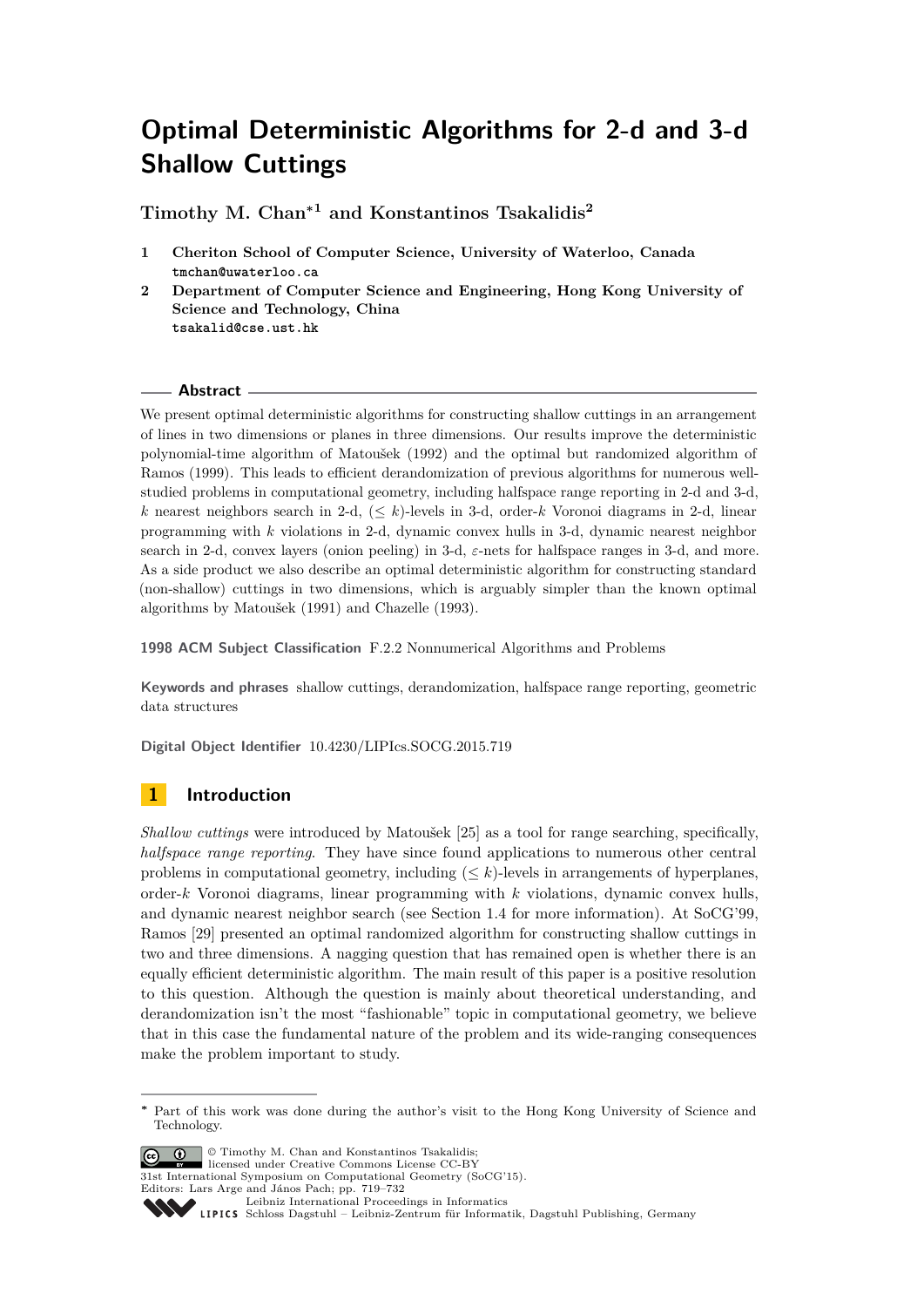# Optimal Deterministic Algorithms for 2-d and 3-d Shallow Cuttings

**Timothy M. Chan**[*1] **and Konstantinos Tsakalidis**[2]

1 **Cheriton School of Computer Science, University of Waterloo, Canada**
`tmchan@uwaterloo.ca`

2 **Department of Computer Science and Engineering, Hong Kong University of Science and Technology, China**
`tsakalid@cse.ust.hk`

## Abstract

We present optimal deterministic algorithms for constructing shallow cuttings in an arrangement of lines in two dimensions or planes in three dimensions. Our results improve the deterministic polynomial-time algorithm of Matoušek (1992) and the optimal but randomized algorithm of Ramos (1999). This leads to efficient derandomization of previous algorithms for numerous well-studied problems in computational geometry, including halfspace range reporting in 2-d and 3-d, $k$ nearest neighbors search in 2-d, $(\leq k)$-levels in 3-d, order-$k$ Voronoi diagrams in 2-d, linear programming with $k$ violations in 2-d, dynamic convex hulls in 3-d, dynamic nearest neighbor search in 2-d, convex layers (onion peeling) in 3-d, $\varepsilon$-nets for halfspace ranges in 3-d, and more. As a side product we also describe an optimal deterministic algorithm for constructing standard (non-shallow) cuttings in two dimensions, which is arguably simpler than the known optimal algorithms by Matoušek (1991) and Chazelle (1993).

**1998 ACM Subject Classification** F.2.2 Nonnumerical Algorithms and Problems

**Keywords and phrases** shallow cuttings, derandomization, halfspace range reporting, geometric data structures

**Digital Object Identifier** 10.4230/LIPIcs.SOCG.2015.719

## 1 Introduction

*Shallow cuttings* were introduced by Matoušek [25] as a tool for range searching, specifically, *halfspace range reporting*. They have since found applications to numerous other central problems in computational geometry, including $(\leq k)$-levels in arrangements of hyperplanes, order-$k$ Voronoi diagrams, linear programming with $k$ violations, dynamic convex hulls, and dynamic nearest neighbor search (see Section 1.4 for more information). At SoCG'99, Ramos [29] presented an optimal randomized algorithm for constructing shallow cuttings in two and three dimensions. A nagging question that has remained open is whether there is an equally efficient deterministic algorithm. The main result of this paper is a positive resolution to this question. Although the question is mainly about theoretical understanding, and derandomization isn't the most "fashionable" topic in computational geometry, we believe that in this case the fundamental nature of the problem and its wide-ranging consequences make the problem important to study.

---

[*] Part of this work was done during the author's visit to the Hong Kong University of Science and Technology.

© Timothy M. Chan and Konstantinos Tsakalidis;
licensed under Creative Commons License CC-BY
31st International Symposium on Computational Geometry (SoCG'15).
Editors: Lars Arge and János Pach; pp. 719–732
Leibniz International Proceedings in Informatics
Schloss Dagstuhl – Leibniz-Zentrum für Informatik, Dagstuhl Publishing, Germany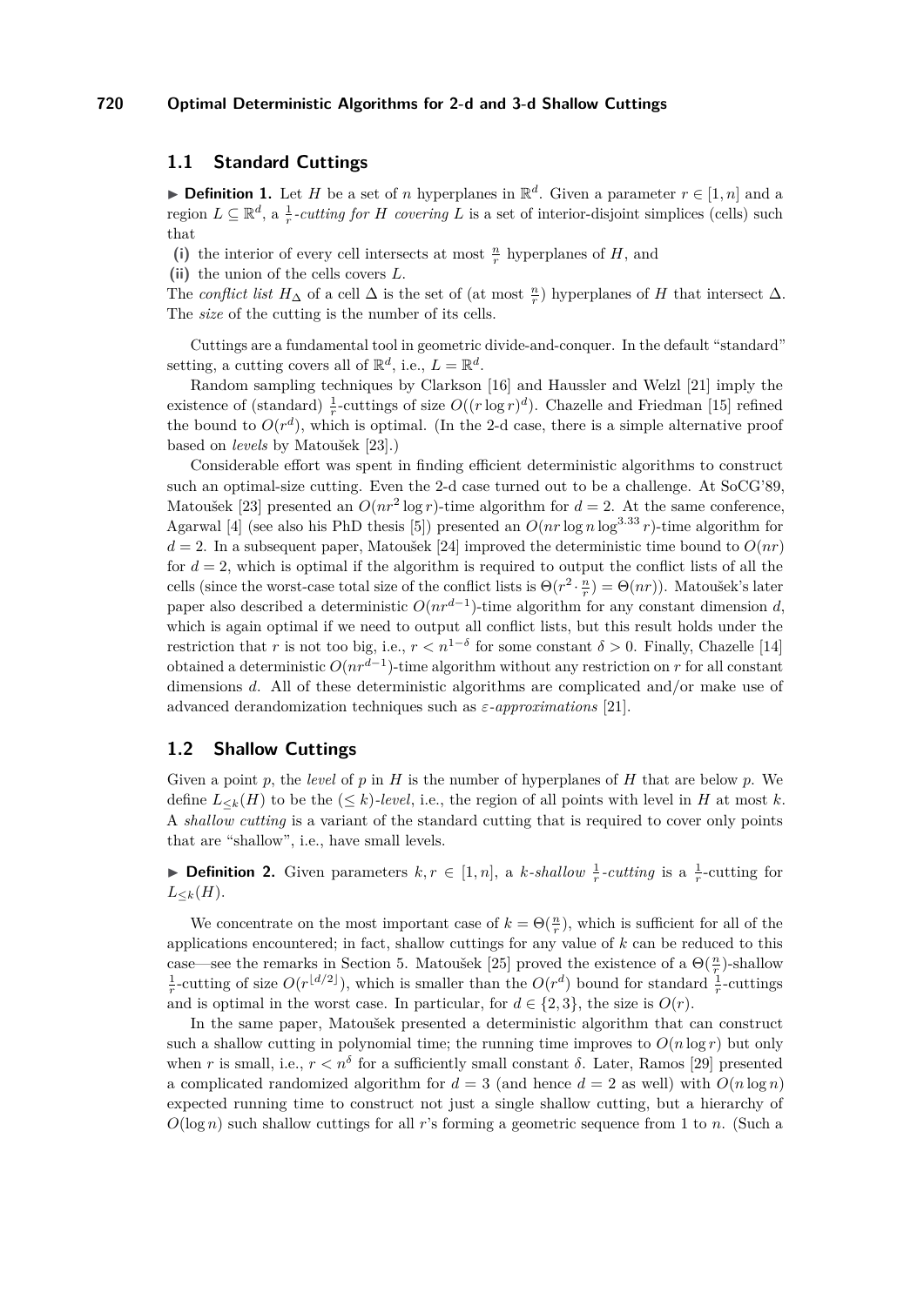## 1.1 Standard Cuttings

**Definition 1.** Let $H$ be a set of $n$ hyperplanes in $\mathbb{R}^d$. Given a parameter $r \in [1, n]$ and a region $L \subseteq \mathbb{R}^d$, a *$\frac{1}{r}$-cutting for $H$ covering $L$* is a set of interior-disjoint simplices (cells) such that

**(i)** the interior of every cell intersects at most $\frac{n}{r}$ hyperplanes of $H$, and

**(ii)** the union of the cells covers $L$.

The *conflict list* $H_\Delta$ of a cell $\Delta$ is the set of (at most $\frac{n}{r}$) hyperplanes of $H$ that intersect $\Delta$. The *size* of the cutting is the number of its cells.

Cuttings are a fundamental tool in geometric divide-and-conquer. In the default "standard" setting, a cutting covers all of $\mathbb{R}^d$, i.e., $L = \mathbb{R}^d$.

Random sampling techniques by Clarkson [16] and Haussler and Welzl [21] imply the existence of (standard) $\frac{1}{r}$-cuttings of size $O((r \log r)^d)$. Chazelle and Friedman [15] refined the bound to $O(r^d)$, which is optimal. (In the 2-d case, there is a simple alternative proof based on *levels* by Matoušek [23].)

Considerable effort was spent in finding efficient deterministic algorithms to construct such an optimal-size cutting. Even the 2-d case turned out to be a challenge. At SoCG'89, Matoušek [23] presented an $O(nr^2 \log r)$-time algorithm for $d = 2$. At the same conference, Agarwal [4] (see also his PhD thesis [5]) presented an $O(nr \log n \log^{3.33} r)$-time algorithm for $d = 2$. In a subsequent paper, Matoušek [24] improved the deterministic time bound to $O(nr)$ for $d = 2$, which is optimal if the algorithm is required to output the conflict lists of all the cells (since the worst-case total size of the conflict lists is $\Theta(r^2 \cdot \frac{n}{r}) = \Theta(nr)$). Matoušek's later paper also described a deterministic $O(nr^{d-1})$-time algorithm for any constant dimension $d$, which is again optimal if we need to output all conflict lists, but this result holds under the restriction that $r$ is not too big, i.e., $r < n^{1-\delta}$ for some constant $\delta > 0$. Finally, Chazelle [14] obtained a deterministic $O(nr^{d-1})$-time algorithm without any restriction on $r$ for all constant dimensions $d$. All of these deterministic algorithms are complicated and/or make use of advanced derandomization techniques such as *$\varepsilon$-approximations* [21].

## 1.2 Shallow Cuttings

Given a point $p$, the *level* of $p$ in $H$ is the number of hyperplanes of $H$ that are below $p$. We define $L_{\leq k}(H)$ to be the $(\leq k)$*-level*, i.e., the region of all points with level in $H$ at most $k$. A *shallow cutting* is a variant of the standard cutting that is required to cover only points that are "shallow", i.e., have small levels.

**Definition 2.** Given parameters $k, r \in [1, n]$, a *$k$-shallow $\frac{1}{r}$-cutting* is a $\frac{1}{r}$-cutting for $L_{\leq k}(H)$.

We concentrate on the most important case of $k = \Theta(\frac{n}{r})$, which is sufficient for all of the applications encountered; in fact, shallow cuttings for any value of $k$ can be reduced to this case—see the remarks in Section 5. Matoušek [25] proved the existence of a $\Theta(\frac{n}{r})$-shallow $\frac{1}{r}$-cutting of size $O(r^{\lfloor d/2 \rfloor})$, which is smaller than the $O(r^d)$ bound for standard $\frac{1}{r}$-cuttings and is optimal in the worst case. In particular, for $d \in \{2, 3\}$, the size is $O(r)$.

In the same paper, Matoušek presented a deterministic algorithm that can construct such a shallow cutting in polynomial time; the running time improves to $O(n \log r)$ but only when $r$ is small, i.e., $r < n^\delta$ for a sufficiently small constant $\delta$. Later, Ramos [29] presented a complicated randomized algorithm for $d = 3$ (and hence $d = 2$ as well) with $O(n \log n)$ expected running time to construct not just a single shallow cutting, but a hierarchy of $O(\log n)$ such shallow cuttings for all $r$'s forming a geometric sequence from 1 to $n$. (Such a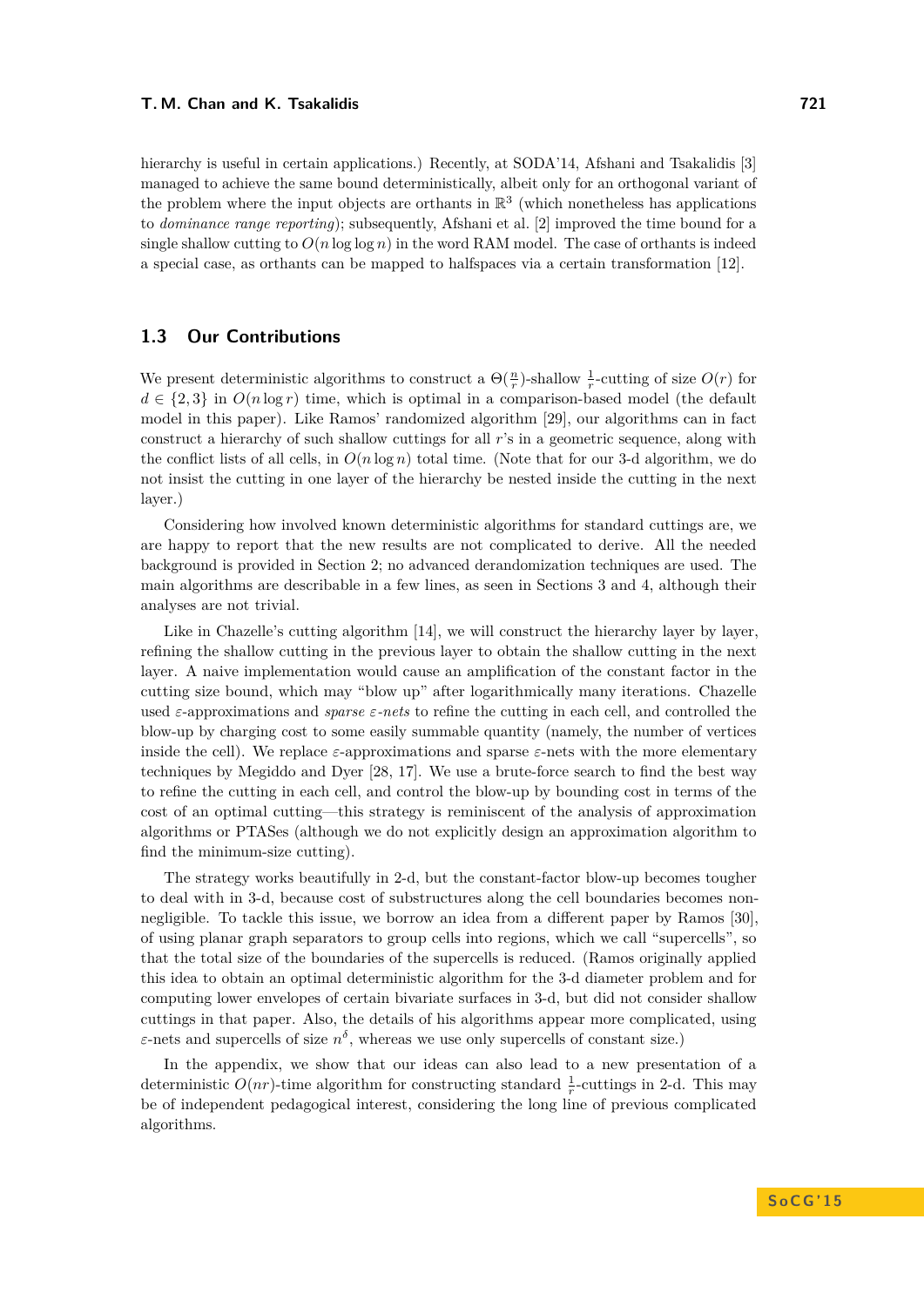hierarchy is useful in certain applications.) Recently, at SODA'14, Afshani and Tsakalidis [3] managed to achieve the same bound deterministically, albeit only for an orthogonal variant of the problem where the input objects are orthants in $\mathbb{R}^3$ (which nonetheless has applications to *dominance range reporting*); subsequently, Afshani et al. [2] improved the time bound for a single shallow cutting to $O(n \log\log n)$ in the word RAM model. The case of orthants is indeed a special case, as orthants can be mapped to halfspaces via a certain transformation [12].

### 1.3 Our Contributions

We present deterministic algorithms to construct a $\Theta(\frac{n}{r})$-shallow $\frac{1}{r}$-cutting of size $O(r)$ for $d \in \{2, 3\}$ in $O(n \log r)$ time, which is optimal in a comparison-based model (the default model in this paper). Like Ramos' randomized algorithm [29], our algorithms can in fact construct a hierarchy of such shallow cuttings for all $r$'s in a geometric sequence, along with the conflict lists of all cells, in $O(n \log n)$ total time. (Note that for our 3-d algorithm, we do not insist the cutting in one layer of the hierarchy be nested inside the cutting in the next layer.)

Considering how involved known deterministic algorithms for standard cuttings are, we are happy to report that the new results are not complicated to derive. All the needed background is provided in Section 2; no advanced derandomization techniques are used. The main algorithms are describable in a few lines, as seen in Sections 3 and 4, although their analyses are not trivial.

Like in Chazelle's cutting algorithm [14], we will construct the hierarchy layer by layer, refining the shallow cutting in the previous layer to obtain the shallow cutting in the next layer. A naive implementation would cause an amplification of the constant factor in the cutting size bound, which may "blow up" after logarithmically many iterations. Chazelle used $\varepsilon$-approximations and *sparse $\varepsilon$-nets* to refine the cutting in each cell, and controlled the blow-up by charging cost to some easily summable quantity (namely, the number of vertices inside the cell). We replace $\varepsilon$-approximations and sparse $\varepsilon$-nets with the more elementary techniques by Megiddo and Dyer [28, 17]. We use a brute-force search to find the best way to refine the cutting in each cell, and control the blow-up by bounding cost in terms of the cost of an optimal cutting—this strategy is reminiscent of the analysis of approximation algorithms or PTASes (although we do not explicitly design an approximation algorithm to find the minimum-size cutting).

The strategy works beautifully in 2-d, but the constant-factor blow-up becomes tougher to deal with in 3-d, because cost of substructures along the cell boundaries becomes non-negligible. To tackle this issue, we borrow an idea from a different paper by Ramos [30], of using planar graph separators to group cells into regions, which we call "supercells", so that the total size of the boundaries of the supercells is reduced. (Ramos originally applied this idea to obtain an optimal deterministic algorithm for the 3-d diameter problem and for computing lower envelopes of certain bivariate surfaces in 3-d, but did not consider shallow cuttings in that paper. Also, the details of his algorithms appear more complicated, using $\varepsilon$-nets and supercells of size $n^{\delta}$, whereas we use only supercells of constant size.)

In the appendix, we show that our ideas can also lead to a new presentation of a deterministic $O(nr)$-time algorithm for constructing standard $\frac{1}{r}$-cuttings in 2-d. This may be of independent pedagogical interest, considering the long line of previous complicated algorithms.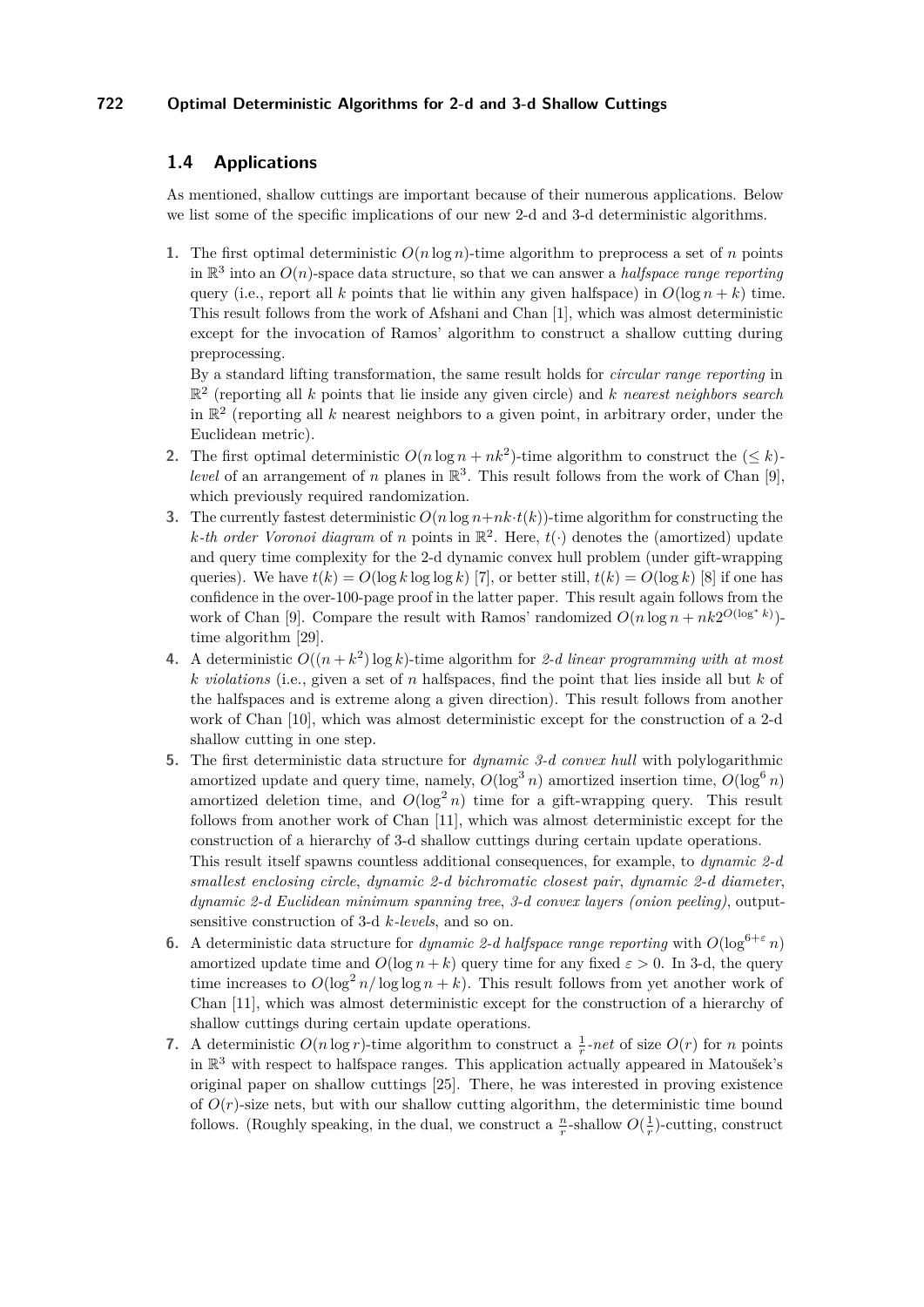### 1.4 Applications

As mentioned, shallow cuttings are important because of their numerous applications. Below we list some of the specific implications of our new 2-d and 3-d deterministic algorithms.

1. The first optimal deterministic $O(n \log n)$-time algorithm to preprocess a set of $n$ points in $\mathbb{R}^3$ into an $O(n)$-space data structure, so that we can answer a *halfspace range reporting* query (i.e., report all $k$ points that lie within any given halfspace) in $O(\log n + k)$ time. This result follows from the work of Afshani and Chan [1], which was almost deterministic except for the invocation of Ramos' algorithm to construct a shallow cutting during preprocessing.

   By a standard lifting transformation, the same result holds for *circular range reporting* in $\mathbb{R}^2$ (reporting all $k$ points that lie inside any given circle) and $k$ *nearest neighbors search* in $\mathbb{R}^2$ (reporting all $k$ nearest neighbors to a given point, in arbitrary order, under the Euclidean metric).
2. The first optimal deterministic $O(n \log n + nk^2)$-time algorithm to construct the $(\leq k)$-*level* of an arrangement of $n$ planes in $\mathbb{R}^3$. This result follows from the work of Chan [9], which previously required randomization.
3. The currently fastest deterministic $O(n \log n + nk \cdot t(k))$-time algorithm for constructing the $k$-*th order Voronoi diagram* of $n$ points in $\mathbb{R}^2$. Here, $t(\cdot)$ denotes the (amortized) update and query time complexity for the 2-d dynamic convex hull problem (under gift-wrapping queries). We have $t(k) = O(\log k \log \log k)$ [7], or better still, $t(k) = O(\log k)$ [8] if one has confidence in the over-100-page proof in the latter paper. This result again follows from the work of Chan [9]. Compare the result with Ramos' randomized $O(n \log n + nk2^{O(\log^* k)})$-time algorithm [29].
4. A deterministic $O((n + k^2) \log k)$-time algorithm for *2-d linear programming with at most $k$ violations* (i.e., given a set of $n$ halfspaces, find the point that lies inside all but $k$ of the halfspaces and is extreme along a given direction). This result follows from another work of Chan [10], which was almost deterministic except for the construction of a 2-d shallow cutting in one step.
5. The first deterministic data structure for *dynamic 3-d convex hull* with polylogarithmic amortized update and query time, namely, $O(\log^3 n)$ amortized insertion time, $O(\log^6 n)$ amortized deletion time, and $O(\log^2 n)$ time for a gift-wrapping query. This result follows from another work of Chan [11], which was almost deterministic except for the construction of a hierarchy of 3-d shallow cuttings during certain update operations.

   This result itself spawns countless additional consequences, for example, to *dynamic 2-d smallest enclosing circle*, *dynamic 2-d bichromatic closest pair*, *dynamic 2-d diameter*, *dynamic 2-d Euclidean minimum spanning tree*, *3-d convex layers (onion peeling)*, output-sensitive construction of 3-d $k$-*levels*, and so on.
6. A deterministic data structure for *dynamic 2-d halfspace range reporting* with $O(\log^{6+\varepsilon} n)$ amortized update time and $O(\log n + k)$ query time for any fixed $\varepsilon > 0$. In 3-d, the query time increases to $O(\log^2 n / \log \log n + k)$. This result follows from yet another work of Chan [11], which was almost deterministic except for the construction of a hierarchy of shallow cuttings during certain update operations.
7. A deterministic $O(n \log r)$-time algorithm to construct a $\frac{1}{r}$-*net* of size $O(r)$ for $n$ points in $\mathbb{R}^3$ with respect to halfspace ranges. This application actually appeared in Matoušek's original paper on shallow cuttings [25]. There, he was interested in proving existence of $O(r)$-size nets, but with our shallow cutting algorithm, the deterministic time bound follows. (Roughly speaking, in the dual, we construct a $\frac{n}{r}$-shallow $O(\frac{1}{r})$-cutting, construct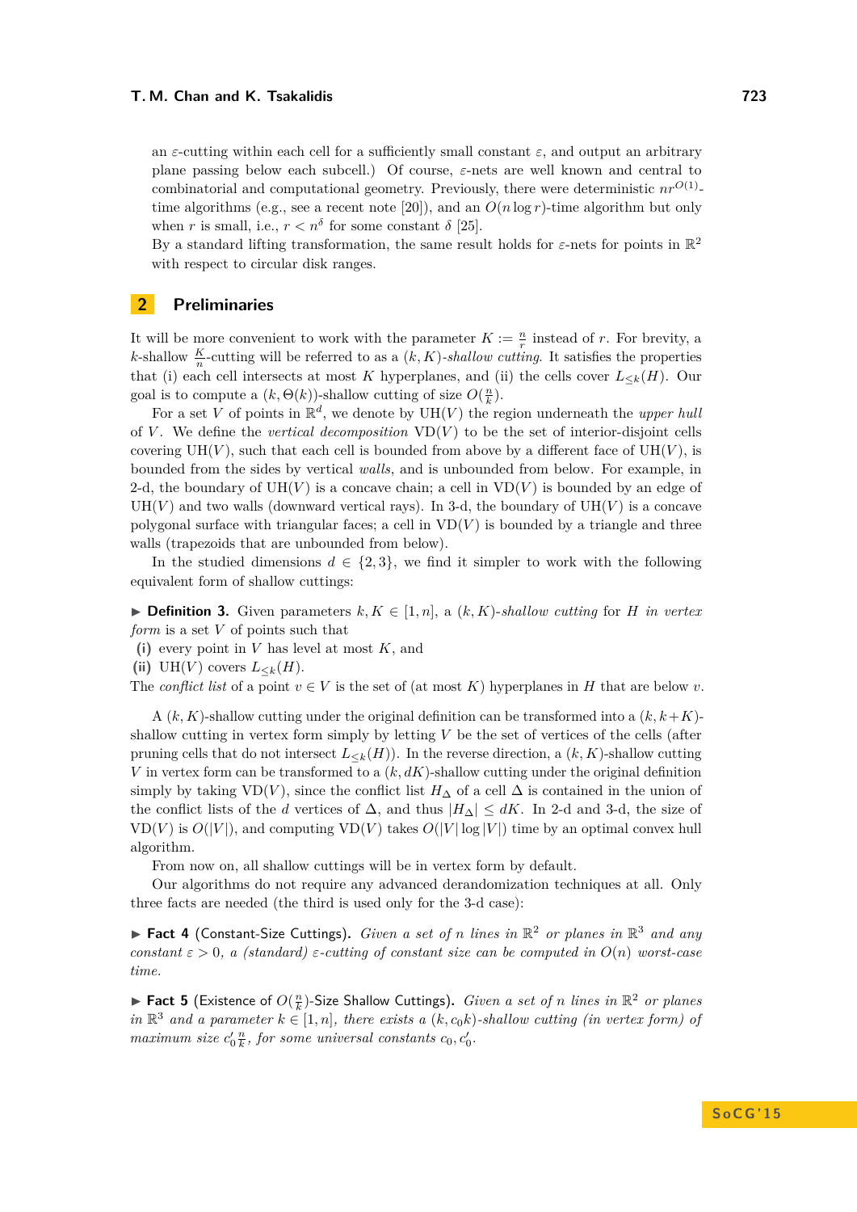an $\varepsilon$-cutting within each cell for a sufficiently small constant $\varepsilon$, and output an arbitrary plane passing below each subcell.) Of course, $\varepsilon$-nets are well known and central to combinatorial and computational geometry. Previously, there were deterministic $nr^{O(1)}$-time algorithms (e.g., see a recent note [20]), and an $O(n \log r)$-time algorithm but only when $r$ is small, i.e., $r < n^{\delta}$ for some constant $\delta$ [25].

By a standard lifting transformation, the same result holds for $\varepsilon$-nets for points in $\mathbb{R}^2$ with respect to circular disk ranges.

## 2 Preliminaries

It will be more convenient to work with the parameter $K := \frac{n}{r}$ instead of $r$. For brevity, a $k$-shallow $\frac{K}{n}$-cutting will be referred to as a $(k, K)$-*shallow cutting*. It satisfies the properties that (i) each cell intersects at most $K$ hyperplanes, and (ii) the cells cover $L_{\leq k}(H)$. Our goal is to compute a $(k, \Theta(k))$-shallow cutting of size $O(\frac{n}{k})$.

For a set $V$ of points in $\mathbb{R}^d$, we denote by $\mathrm{UH}(V)$ the region underneath the *upper hull* of $V$. We define the *vertical decomposition* $\mathrm{VD}(V)$ to be the set of interior-disjoint cells covering $\mathrm{UH}(V)$, such that each cell is bounded from above by a different face of $\mathrm{UH}(V)$, is bounded from the sides by vertical *walls*, and is unbounded from below. For example, in 2-d, the boundary of $\mathrm{UH}(V)$ is a concave chain; a cell in $\mathrm{VD}(V)$ is bounded by an edge of $\mathrm{UH}(V)$ and two walls (downward vertical rays). In 3-d, the boundary of $\mathrm{UH}(V)$ is a concave polygonal surface with triangular faces; a cell in $\mathrm{VD}(V)$ is bounded by a triangle and three walls (trapezoids that are unbounded from below).

In the studied dimensions $d \in \{2, 3\}$, we find it simpler to work with the following equivalent form of shallow cuttings:

▶ **Definition 3.** Given parameters $k, K \in [1, n]$, a $(k, K)$-*shallow cutting* for $H$ *in vertex form* is a set $V$ of points such that

**(i)** every point in $V$ has level at most $K$, and

**(ii)** $\mathrm{UH}(V)$ covers $L_{\leq k}(H)$.

The *conflict list* of a point $v \in V$ is the set of (at most $K$) hyperplanes in $H$ that are below $v$.

A $(k, K)$-shallow cutting under the original definition can be transformed into a $(k, k+K)$-shallow cutting in vertex form simply by letting $V$ be the set of vertices of the cells (after pruning cells that do not intersect $L_{\leq k}(H)$). In the reverse direction, a $(k, K)$-shallow cutting $V$ in vertex form can be transformed to a $(k, dK)$-shallow cutting under the original definition simply by taking $\mathrm{VD}(V)$, since the conflict list $H_\Delta$ of a cell $\Delta$ is contained in the union of the conflict lists of the $d$ vertices of $\Delta$, and thus $|H_\Delta| \leq dK$. In 2-d and 3-d, the size of $\mathrm{VD}(V)$ is $O(|V|)$, and computing $\mathrm{VD}(V)$ takes $O(|V| \log |V|)$ time by an optimal convex hull algorithm.

From now on, all shallow cuttings will be in vertex form by default.

Our algorithms do not require any advanced derandomization techniques at all. Only three facts are needed (the third is used only for the 3-d case):

▶ **Fact 4** (Constant-Size Cuttings). *Given a set of $n$ lines in $\mathbb{R}^2$ or planes in $\mathbb{R}^3$ and any constant $\varepsilon > 0$, a (standard) $\varepsilon$-cutting of constant size can be computed in $O(n)$ worst-case time.*

▶ **Fact 5** (Existence of $O(\frac{n}{k})$-Size Shallow Cuttings). *Given a set of $n$ lines in $\mathbb{R}^2$ or planes in $\mathbb{R}^3$ and a parameter $k \in [1, n]$, there exists a $(k, c_0 k)$-shallow cutting (in vertex form) of maximum size $c_0' \frac{n}{k}$, for some universal constants $c_0, c_0'$.*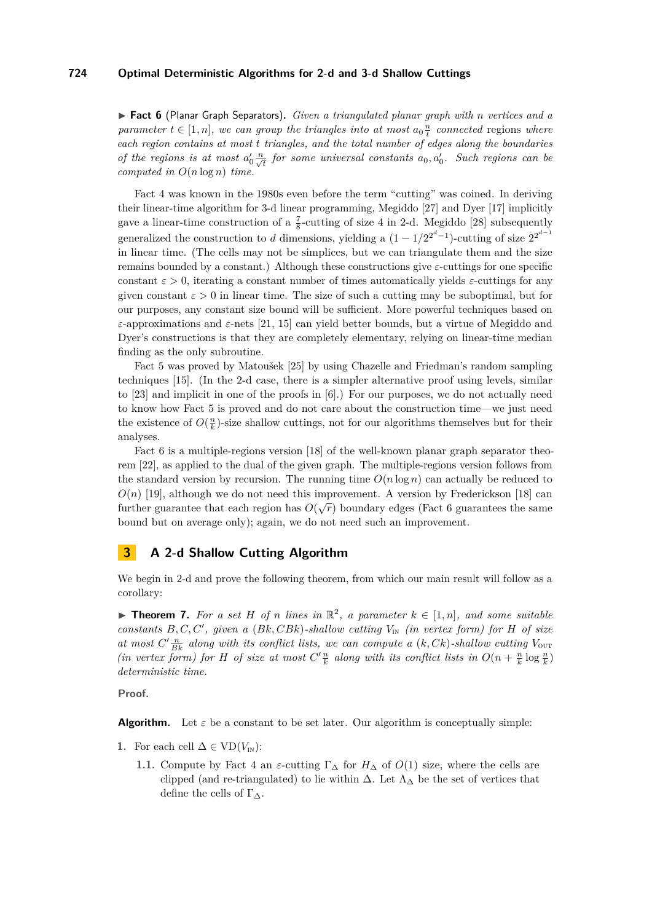▶ **Fact 6** (Planar Graph Separators)**.** *Given a triangulated planar graph with $n$ vertices and a parameter $t \in [1, n]$, we can group the triangles into at most $a_0 \frac{n}{t}$ connected regions where each region contains at most $t$ triangles, and the total number of edges along the boundaries of the regions is at most $a'_0 \frac{n}{\sqrt{t}}$ for some universal constants $a_0, a'_0$. Such regions can be computed in $O(n \log n)$ time.*

Fact 4 was known in the 1980s even before the term "cutting" was coined. In deriving their linear-time algorithm for 3-d linear programming, Megiddo [27] and Dyer [17] implicitly gave a linear-time construction of a $\frac{7}{8}$-cutting of size 4 in 2-d. Megiddo [28] subsequently generalized the construction to $d$ dimensions, yielding a $(1 - 1/2^{2^{d}-1})$-cutting of size $2^{2^{d-1}}$ in linear time. (The cells may not be simplices, but we can triangulate them and the size remains bounded by a constant.) Although these constructions give $\varepsilon$-cuttings for one specific constant $\varepsilon > 0$, iterating a constant number of times automatically yields $\varepsilon$-cuttings for any given constant $\varepsilon > 0$ in linear time. The size of such a cutting may be suboptimal, but for our purposes, any constant size bound will be sufficient. More powerful techniques based on $\varepsilon$-approximations and $\varepsilon$-nets [21, 15] can yield better bounds, but a virtue of Megiddo and Dyer's constructions is that they are completely elementary, relying on linear-time median finding as the only subroutine.

Fact 5 was proved by Matoušek [25] by using Chazelle and Friedman's random sampling techniques [15]. (In the 2-d case, there is a simpler alternative proof using levels, similar to [23] and implicit in one of the proofs in [6].) For our purposes, we do not actually need to know how Fact 5 is proved and do not care about the construction time—we just need the existence of $O(\frac{n}{k})$-size shallow cuttings, not for our algorithms themselves but for their analyses.

Fact 6 is a multiple-regions version [18] of the well-known planar graph separator theorem [22], as applied to the dual of the given graph. The multiple-regions version follows from the standard version by recursion. The running time $O(n \log n)$ can actually be reduced to $O(n)$ [19], although we do not need this improvement. A version by Frederickson [18] can further guarantee that each region has $O(\sqrt{r})$ boundary edges (Fact 6 guarantees the same bound but on average only); again, we do not need such an improvement.

## 3 A 2-d Shallow Cutting Algorithm

We begin in 2-d and prove the following theorem, from which our main result will follow as a corollary:

▶ **Theorem 7.** *For a set $H$ of $n$ lines in $\mathbb{R}^2$, a parameter $k \in [1, n]$, and some suitable constants $B, C, C'$, given a $(Bk, CBk)$-shallow cutting $V_{\text{IN}}$ (in vertex form) for $H$ of size at most $C' \frac{n}{Bk}$ along with its conflict lists, we can compute a $(k, Ck)$-shallow cutting $V_{\text{OUT}}$ (in vertex form) for $H$ of size at most $C' \frac{n}{k}$ along with its conflict lists in $O(n + \frac{n}{k} \log \frac{n}{k})$ deterministic time.*

**Proof.**

**Algorithm.** Let $\varepsilon$ be a constant to be set later. Our algorithm is conceptually simple:

1. For each cell $\Delta \in \text{VD}(V_{\text{IN}})$:
   
   1.1. Compute by Fact 4 an $\varepsilon$-cutting $\Gamma_\Delta$ for $H_\Delta$ of $O(1)$ size, where the cells are clipped (and re-triangulated) to lie within $\Delta$. Let $\Lambda_\Delta$ be the set of vertices that define the cells of $\Gamma_\Delta$.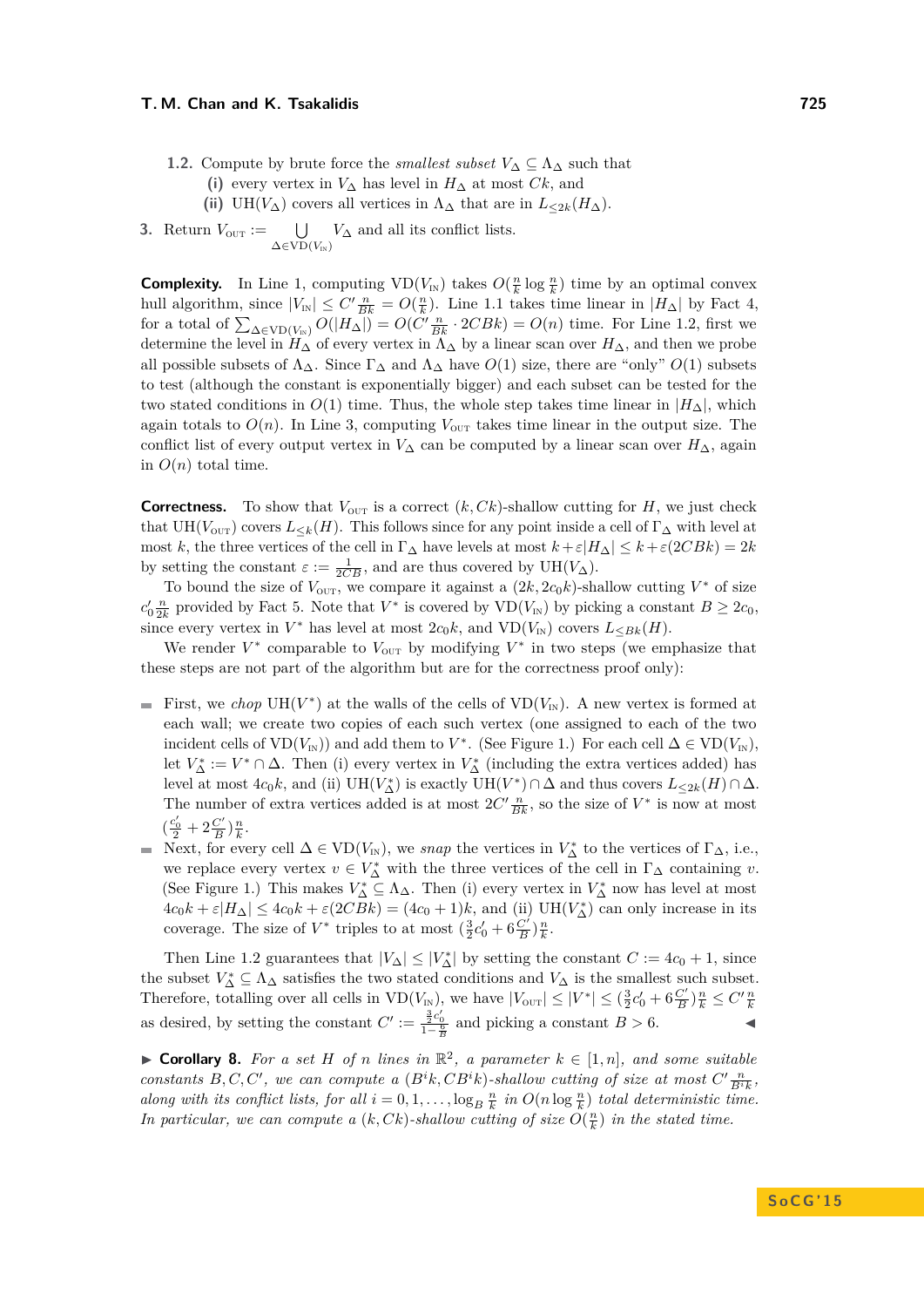1.2. Compute by brute force the *smallest subset* $V_\Delta \subseteq \Lambda_\Delta$ such that
   (i) every vertex in $V_\Delta$ has level in $H_\Delta$ at most $Ck$, and
   (ii) $\mathrm{UH}(V_\Delta)$ covers all vertices in $\Lambda_\Delta$ that are in $L_{\le 2k}(H_\Delta)$.

3. Return $V_{\text{OUT}} := \bigcup_{\Delta \in \mathrm{VD}(V_{\text{IN}})} V_\Delta$ and all its conflict lists.

**Complexity.** In Line 1, computing $\mathrm{VD}(V_{\text{IN}})$ takes $O(\frac{n}{k} \log \frac{n}{k})$ time by an optimal convex hull algorithm, since $|V_{\text{IN}}| \le C' \frac{n}{Bk} = O(\frac{n}{k})$. Line 1.1 takes time linear in $|H_\Delta|$ by Fact 4, for a total of $\sum_{\Delta \in \mathrm{VD}(V_{\text{IN}})} O(|H_\Delta|) = O(C' \frac{n}{Bk} \cdot 2CBk) = O(n)$ time. For Line 1.2, first we determine the level in $H_\Delta$ of every vertex in $\Lambda_\Delta$ by a linear scan over $H_\Delta$, and then we probe all possible subsets of $\Lambda_\Delta$. Since $\Gamma_\Delta$ and $\Lambda_\Delta$ have $O(1)$ size, there are "only" $O(1)$ subsets to test (although the constant is exponentially bigger) and each subset can be tested for the two stated conditions in $O(1)$ time. Thus, the whole step takes time linear in $|H_\Delta|$, which again totals to $O(n)$. In Line 3, computing $V_{\text{OUT}}$ takes time linear in the output size. The conflict list of every output vertex in $V_\Delta$ can be computed by a linear scan over $H_\Delta$, again in $O(n)$ total time.

**Correctness.** To show that $V_{\text{OUT}}$ is a correct $(k, Ck)$-shallow cutting for $H$, we just check that $\mathrm{UH}(V_{\text{OUT}})$ covers $L_{\le k}(H)$. This follows since for any point inside a cell of $\Gamma_\Delta$ with level at most $k$, the three vertices of the cell in $\Gamma_\Delta$ have levels at most $k + \varepsilon|H_\Delta| \le k + \varepsilon(2CBk) = 2k$ by setting the constant $\varepsilon := \frac{1}{2CB}$, and are thus covered by $\mathrm{UH}(V_\Delta)$.

To bound the size of $V_{\text{OUT}}$, we compare it against a $(2k, 2c_0k)$-shallow cutting $V^*$ of size $c_0' \frac{n}{2k}$ provided by Fact 5. Note that $V^*$ is covered by $\mathrm{VD}(V_{\text{IN}})$ by picking a constant $B \ge 2c_0$, since every vertex in $V^*$ has level at most $2c_0k$, and $\mathrm{VD}(V_{\text{IN}})$ covers $L_{\le Bk}(H)$.

We render $V^*$ comparable to $V_{\text{OUT}}$ by modifying $V^*$ in two steps (we emphasize that these steps are not part of the algorithm but are for the correctness proof only):

- First, we *chop* $\mathrm{UH}(V^*)$ at the walls of the cells of $\mathrm{VD}(V_{\text{IN}})$. A new vertex is formed at each wall; we create two copies of each such vertex (one assigned to each of the two incident cells of $\mathrm{VD}(V_{\text{IN}})$) and add them to $V^*$. (See Figure 1.) For each cell $\Delta \in \mathrm{VD}(V_{\text{IN}})$, let $V_\Delta^* := V^* \cap \Delta$. Then (i) every vertex in $V_\Delta^*$ (including the extra vertices added) has level at most $4c_0k$, and (ii) $\mathrm{UH}(V_\Delta^*)$ is exactly $\mathrm{UH}(V^*) \cap \Delta$ and thus covers $L_{\le 2k}(H) \cap \Delta$. The number of extra vertices added is at most $2C' \frac{n}{Bk}$, so the size of $V^*$ is now at most $(\frac{c_0'}{2} + 2\frac{C'}{B})\frac{n}{k}$.
- Next, for every cell $\Delta \in \mathrm{VD}(V_{\text{IN}})$, we *snap* the vertices in $V_\Delta^*$ to the vertices of $\Gamma_\Delta$, i.e., we replace every vertex $v \in V_\Delta^*$ with the three vertices of the cell in $\Gamma_\Delta$ containing $v$. (See Figure 1.) This makes $V_\Delta^* \subseteq \Lambda_\Delta$. Then (i) every vertex in $V_\Delta^*$ now has level at most $4c_0k + \varepsilon|H_\Delta| \le 4c_0k + \varepsilon(2CBk) = (4c_0 + 1)k$, and (ii) $\mathrm{UH}(V_\Delta^*)$ can only increase in its coverage. The size of $V^*$ triples to at most $(\frac{3}{2}c_0' + 6\frac{C'}{B})\frac{n}{k}$.

Then Line 1.2 guarantees that $|V_\Delta| \le |V_\Delta^*|$ by setting the constant $C := 4c_0 + 1$, since the subset $V_\Delta^* \subseteq \Lambda_\Delta$ satisfies the two stated conditions and $V_\Delta$ is the smallest such subset. Therefore, totalling over all cells in $\mathrm{VD}(V_{\text{IN}})$, we have $|V_{\text{OUT}}| \le |V^*| \le (\frac{3}{2}c_0' + 6\frac{C'}{B})\frac{n}{k} \le C'\frac{n}{k}$ as desired, by setting the constant $C' := \frac{\frac{3}{2}c_0'}{1 - \frac{6}{B}}$ and picking a constant $B > 6$. ◀

▶ **Corollary 8.** *For a set $H$ of $n$ lines in $\mathbb{R}^2$, a parameter $k \in [1, n]$, and some suitable constants $B, C, C'$, we can compute a $(B^ik, CB^ik)$-shallow cutting of size at most $C' \frac{n}{B^ik}$, along with its conflict lists, for all $i = 0, 1, \ldots, \log_B \frac{n}{k}$ in $O(n \log \frac{n}{k})$ total deterministic time. In particular, we can compute a $(k, Ck)$-shallow cutting of size $O(\frac{n}{k})$ in the stated time.*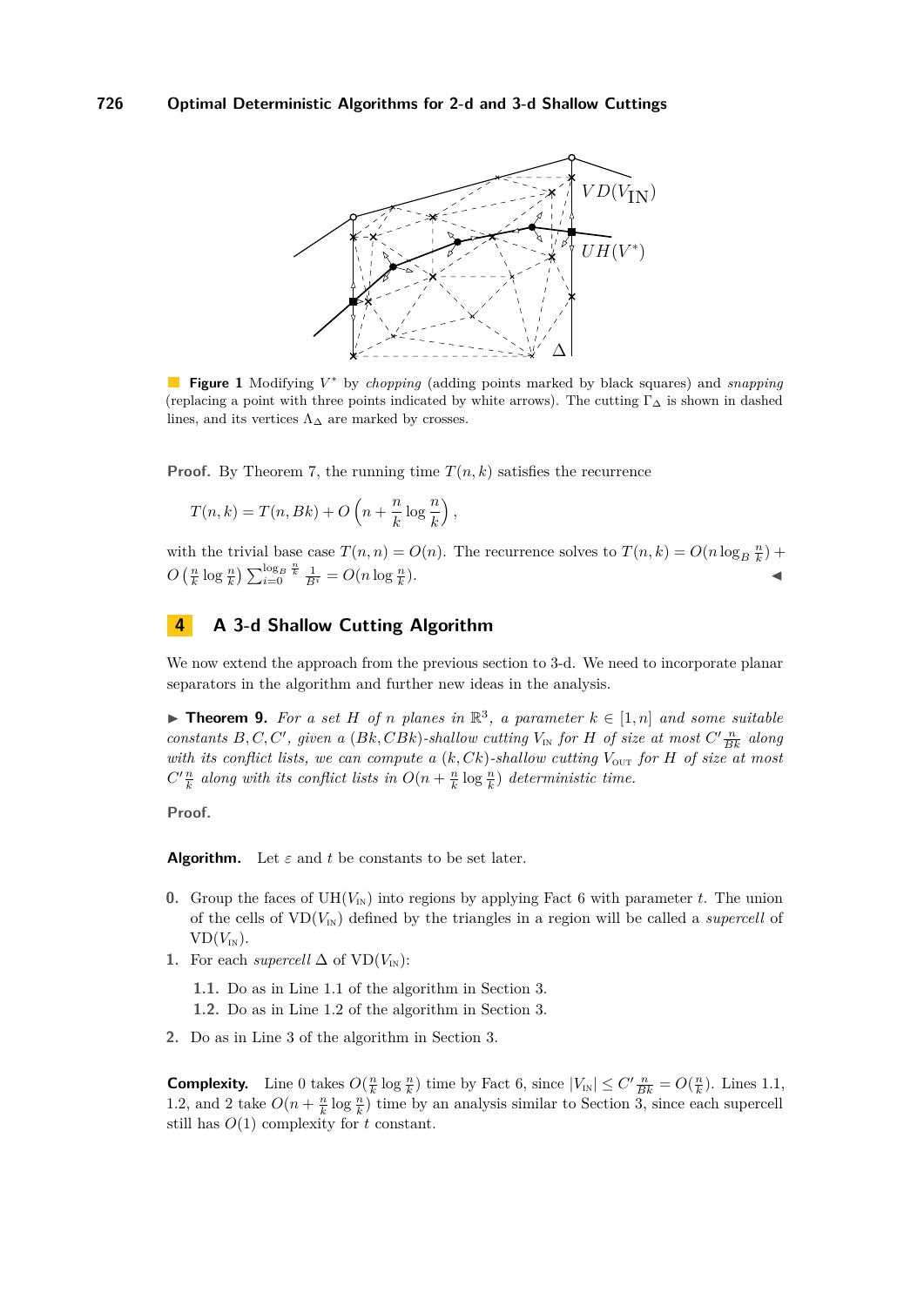**Figure 1** Modifying $V^*$ by *chopping* (adding points marked by black squares) and *snapping* (replacing a point with three points indicated by white arrows). The cutting $\Gamma_\Delta$ is shown in dashed lines, and its vertices $\Lambda_\Delta$ are marked by crosses.

**Proof.** By Theorem 7, the running time $T(n, k)$ satisfies the recurrence

$$T(n,k) = T(n, Bk) + O\left(n + \frac{n}{k}\log\frac{n}{k}\right),$$

with the trivial base case $T(n, n) = O(n)$. The recurrence solves to $T(n, k) = O(n \log_B \frac{n}{k}) + O\left(\frac{n}{k}\log\frac{n}{k}\right)\sum_{i=0}^{\log_B \frac{n}{k}} \frac{1}{B^i} = O(n \log \frac{n}{k})$. ◀

## 4 A 3-d Shallow Cutting Algorithm

We now extend the approach from the previous section to 3-d. We need to incorporate planar separators in the algorithm and further new ideas in the analysis.

▶ **Theorem 9.** *For a set $H$ of $n$ planes in $\mathbb{R}^3$, a parameter $k \in [1, n]$ and some suitable constants $B, C, C'$, given a $(Bk, CBk)$-shallow cutting $V_{\text{IN}}$ for $H$ of size at most $C'\frac{n}{Bk}$ along with its conflict lists, we can compute a $(k, Ck)$-shallow cutting $V_{\text{OUT}}$ for $H$ of size at most $C'\frac{n}{k}$ along with its conflict lists in $O(n + \frac{n}{k}\log\frac{n}{k})$ deterministic time.*

**Proof.**

**Algorithm.** Let $\varepsilon$ and $t$ be constants to be set later.

**0.** Group the faces of $\text{UH}(V_{\text{IN}})$ into regions by applying Fact 6 with parameter $t$. The union of the cells of $\text{VD}(V_{\text{IN}})$ defined by the triangles in a region will be called a *supercell* of $\text{VD}(V_{\text{IN}})$.

**1.** For each *supercell* $\Delta$ of $\text{VD}(V_{\text{IN}})$:

  **1.1.** Do as in Line 1.1 of the algorithm in Section 3.

  **1.2.** Do as in Line 1.2 of the algorithm in Section 3.

**2.** Do as in Line 3 of the algorithm in Section 3.

**Complexity.** Line 0 takes $O(\frac{n}{k}\log\frac{n}{k})$ time by Fact 6, since $|V_{\text{IN}}| \le C'\frac{n}{Bk} = O(\frac{n}{k})$. Lines 1.1, 1.2, and 2 take $O(n + \frac{n}{k}\log\frac{n}{k})$ time by an analysis similar to Section 3, since each supercell still has $O(1)$ complexity for $t$ constant.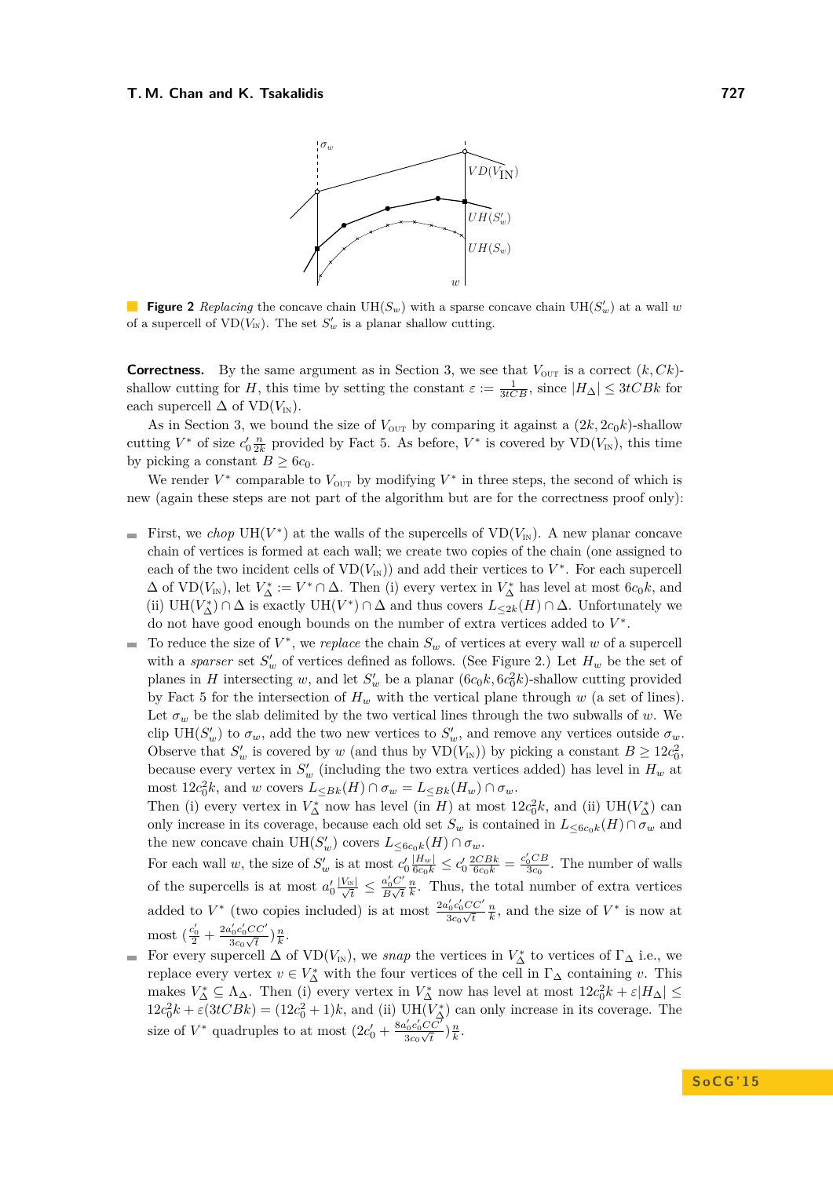**Figure 2** *Replacing* the concave chain $\mathrm{UH}(S_w)$ with a sparse concave chain $\mathrm{UH}(S'_w)$ at a wall $w$ of a supercell of $\mathrm{VD}(V_{\text{IN}})$. The set $S'_w$ is a planar shallow cutting.

**Correctness.** By the same argument as in Section 3, we see that $V_{\text{OUT}}$ is a correct $(k, Ck)$-shallow cutting for $H$, this time by setting the constant $\varepsilon := \frac{1}{3tCB}$, since $|H_\Delta| \le 3tCBk$ for each supercell $\Delta$ of $\mathrm{VD}(V_{\text{IN}})$.

As in Section 3, we bound the size of $V_{\text{OUT}}$ by comparing it against a $(2k, 2c_0k)$-shallow cutting $V^*$ of size $c'_0\frac{n}{2k}$ provided by Fact 5. As before, $V^*$ is covered by $\mathrm{VD}(V_{\text{IN}})$, this time by picking a constant $B \ge 6c_0$.

We render $V^*$ comparable to $V_{\text{OUT}}$ by modifying $V^*$ in three steps, the second of which is new (again these steps are not part of the algorithm but are for the correctness proof only):

- First, we *chop* $\mathrm{UH}(V^*)$ at the walls of the supercells of $\mathrm{VD}(V_{\text{IN}})$. A new planar concave chain of vertices is formed at each wall; we create two copies of the chain (one assigned to each of the two incident cells of $\mathrm{VD}(V_{\text{IN}})$) and add their vertices to $V^*$. For each supercell $\Delta$ of $\mathrm{VD}(V_{\text{IN}})$, let $V^*_\Delta := V^* \cap \Delta$. Then (i) every vertex in $V^*_\Delta$ has level at most $6c_0k$, and (ii) $\mathrm{UH}(V^*_\Delta) \cap \Delta$ is exactly $\mathrm{UH}(V^*) \cap \Delta$ and thus covers $L_{\le 2k}(H) \cap \Delta$. Unfortunately we do not have good enough bounds on the number of extra vertices added to $V^*$.
- To reduce the size of $V^*$, we *replace* the chain $S_w$ of vertices at every wall $w$ of a supercell with a *sparser* set $S'_w$ of vertices defined as follows. (See Figure 2.) Let $H_w$ be the set of planes in $H$ intersecting $w$, and let $S'_w$ be a planar $(6c_0k, 6c_0^2k)$-shallow cutting provided by Fact 5 for the intersection of $H_w$ with the vertical plane through $w$ (a set of lines). Let $\sigma_w$ be the slab delimited by the two vertical lines through the two subwalls of $w$. We clip $\mathrm{UH}(S'_w)$ to $\sigma_w$, add the two new vertices to $S'_w$, and remove any vertices outside $\sigma_w$. Observe that $S'_w$ is covered by $w$ (and thus by $\mathrm{VD}(V_{\text{IN}})$) by picking a constant $B \ge 12c_0^2$, because every vertex in $S'_w$ (including the two extra vertices added) has level in $H_w$ at most $12c_0^2k$, and $w$ covers $L_{\le Bk}(H) \cap \sigma_w = L_{\le Bk}(H_w) \cap \sigma_w$.
  Then (i) every vertex in $V^*_\Delta$ now has level (in $H$) at most $12c_0^2k$, and (ii) $\mathrm{UH}(V^*_\Delta)$ can only increase in its coverage, because each old set $S_w$ is contained in $L_{\le 6c_0k}(H) \cap \sigma_w$ and the new concave chain $\mathrm{UH}(S'_w)$ covers $L_{\le 6c_0k}(H) \cap \sigma_w$.
  For each wall $w$, the size of $S'_w$ is at most $c'_0\frac{|H_w|}{6c_0k} \le c'_0\frac{2CBk}{6c_0k} = \frac{c'_0CB}{3c_0}$. The number of walls of the supercells is at most $a'_0\frac{|V_{\text{IN}}|}{\sqrt{t}} \le \frac{a'_0C'}{B\sqrt{t}}\frac{n}{k}$. Thus, the total number of extra vertices added to $V^*$ (two copies included) is at most $\frac{2a'_0c'_0CC'}{3c_0\sqrt{t}}\frac{n}{k}$, and the size of $V^*$ is now at most $(\frac{c'_0}{2} + \frac{2a'_0c'_0CC'}{3c_0\sqrt{t}})\frac{n}{k}$.
- For every supercell $\Delta$ of $\mathrm{VD}(V_{\text{IN}})$, we *snap* the vertices in $V^*_\Delta$ to vertices of $\Gamma_\Delta$ i.e., we replace every vertex $v \in V^*_\Delta$ with the four vertices of the cell in $\Gamma_\Delta$ containing $v$. This makes $V^*_\Delta \subseteq \Lambda_\Delta$. Then (i) every vertex in $V^*_\Delta$ now has level at most $12c_0^2k + \varepsilon|H_\Delta| \le 12c_0^2k + \varepsilon(3tCBk) = (12c_0^2 + 1)k$, and (ii) $\mathrm{UH}(V^*_\Delta)$ can only increase in its coverage. The size of $V^*$ quadruples to at most $(2c'_0 + \frac{8a'_0c'_0CC'}{3c_0\sqrt{t}})\frac{n}{k}$.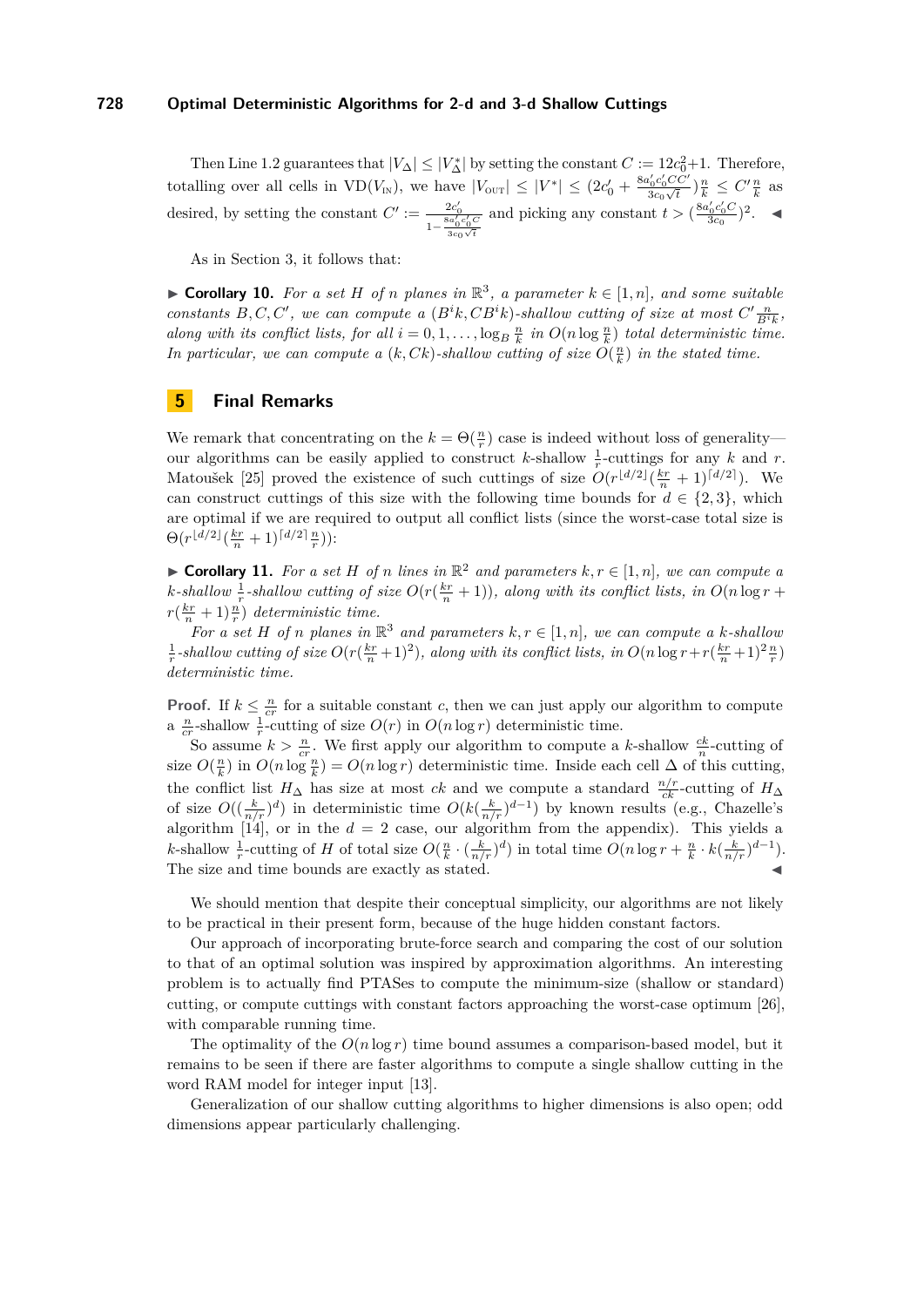Then Line 1.2 guarantees that $|V_\Delta| \le |V^*_\Delta|$ by setting the constant $C := 12c_0^2+1$. Therefore, totalling over all cells in $\mathrm{VD}(V_{\mathrm{IN}})$, we have $|V_{\mathrm{OUT}}| \le |V^*| \le (2c_0' + \frac{8a_0'c_0'CC'}{3c_0\sqrt{t}})\frac{n}{k} \le C'\frac{n}{k}$ as desired, by setting the constant $C' := \frac{2c_0'}{1-\frac{8a_0'c_0'C}{3c_0\sqrt{t}}}$ and picking any constant $t > (\frac{8a_0'c_0'C}{3c_0})^2$. ◀

As in Section 3, it follows that:

▶ **Corollary 10.** *For a set $H$ of $n$ planes in $\mathbb{R}^3$, a parameter $k \in [1,n]$, and some suitable constants $B, C, C'$, we can compute a $(B^ik, CB^ik)$-shallow cutting of size at most $C'\frac{n}{B^ik}$, along with its conflict lists, for all $i = 0, 1, \ldots, \log_B \frac{n}{k}$ in $O(n \log \frac{n}{k})$ total deterministic time. In particular, we can compute a $(k, Ck)$-shallow cutting of size $O(\frac{n}{k})$ in the stated time.*

## 5 Final Remarks

We remark that concentrating on the $k = \Theta(\frac{n}{r})$ case is indeed without loss of generality—our algorithms can be easily applied to construct $k$-shallow $\frac{1}{r}$-cuttings for any $k$ and $r$. Matoušek [25] proved the existence of such cuttings of size $O(r^{\lfloor d/2 \rfloor}(\frac{kr}{n}+1)^{\lceil d/2 \rceil})$. We can construct cuttings of this size with the following time bounds for $d \in \{2,3\}$, which are optimal if we are required to output all conflict lists (since the worst-case total size is $\Theta(r^{\lfloor d/2 \rfloor}(\frac{kr}{n}+1)^{\lceil d/2 \rceil}\frac{n}{r})$):

▶ **Corollary 11.** *For a set $H$ of $n$ lines in $\mathbb{R}^2$ and parameters $k, r \in [1,n]$, we can compute a $k$-shallow $\frac{1}{r}$-shallow cutting of size $O(r(\frac{kr}{n}+1))$, along with its conflict lists, in $O(n \log r + r(\frac{kr}{n}+1)\frac{n}{r})$ deterministic time.*

*For a set $H$ of $n$ planes in $\mathbb{R}^3$ and parameters $k, r \in [1,n]$, we can compute a $k$-shallow $\frac{1}{r}$-shallow cutting of size $O(r(\frac{kr}{n}+1)^2)$, along with its conflict lists, in $O(n \log r + r(\frac{kr}{n}+1)^2\frac{n}{r})$ deterministic time.*

**Proof.** If $k \le \frac{n}{cr}$ for a suitable constant $c$, then we can just apply our algorithm to compute a $\frac{n}{cr}$-shallow $\frac{1}{r}$-cutting of size $O(r)$ in $O(n \log r)$ deterministic time.

So assume $k > \frac{n}{cr}$. We first apply our algorithm to compute a $k$-shallow $\frac{ck}{n}$-cutting of size $O(\frac{n}{k})$ in $O(n \log \frac{n}{k}) = O(n \log r)$ deterministic time. Inside each cell $\Delta$ of this cutting, the conflict list $H_\Delta$ has size at most $ck$ and we compute a standard $\frac{n/r}{ck}$-cutting of $H_\Delta$ of size $O((\frac{k}{n/r})^d)$ in deterministic time $O(k(\frac{k}{n/r})^{d-1})$ by known results (e.g., Chazelle's algorithm [14], or in the $d = 2$ case, our algorithm from the appendix). This yields a $k$-shallow $\frac{1}{r}$-cutting of $H$ of total size $O(\frac{n}{k} \cdot (\frac{k}{n/r})^d)$ in total time $O(n \log r + \frac{n}{k} \cdot k(\frac{k}{n/r})^{d-1})$. The size and time bounds are exactly as stated. ◀

We should mention that despite their conceptual simplicity, our algorithms are not likely to be practical in their present form, because of the huge hidden constant factors.

Our approach of incorporating brute-force search and comparing the cost of our solution to that of an optimal solution was inspired by approximation algorithms. An interesting problem is to actually find PTASes to compute the minimum-size (shallow or standard) cutting, or compute cuttings with constant factors approaching the worst-case optimum [26], with comparable running time.

The optimality of the $O(n \log r)$ time bound assumes a comparison-based model, but it remains to be seen if there are faster algorithms to compute a single shallow cutting in the word RAM model for integer input [13].

Generalization of our shallow cutting algorithms to higher dimensions is also open; odd dimensions appear particularly challenging.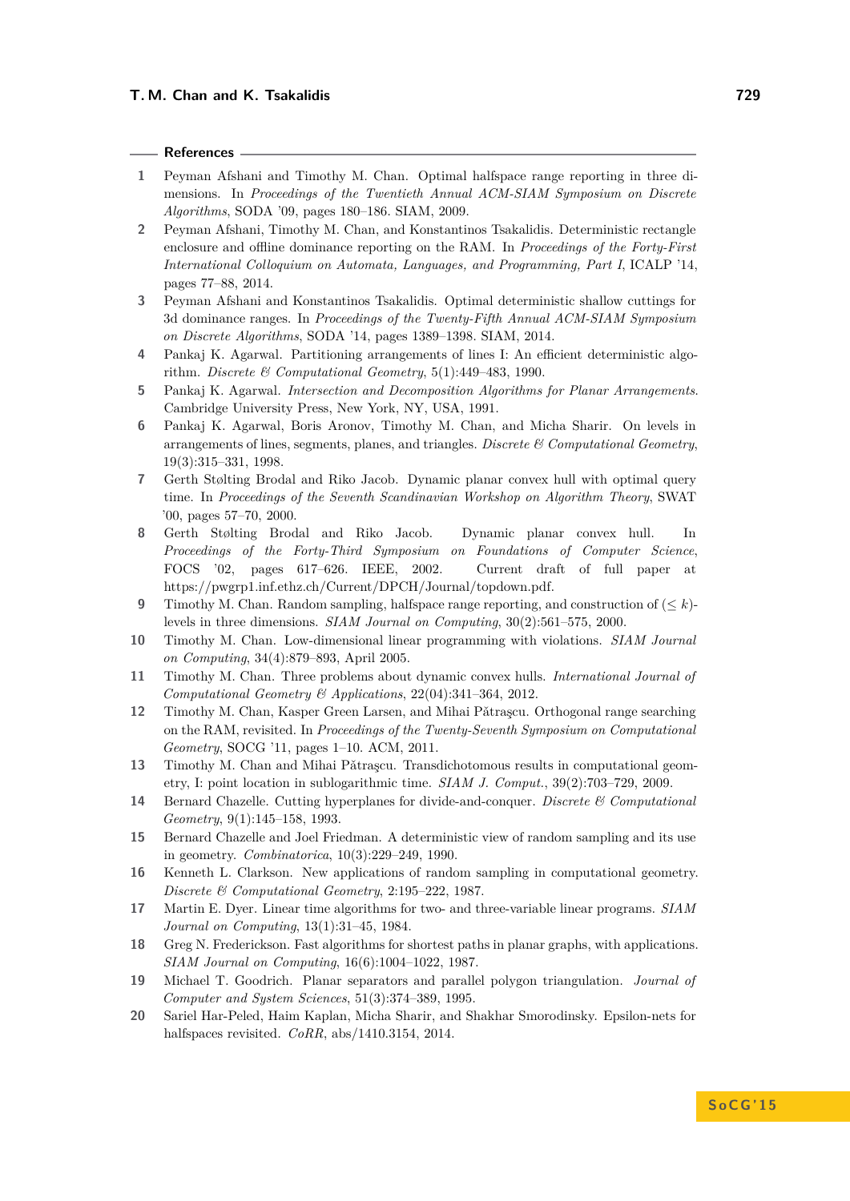## References

1. Peyman Afshani and Timothy M. Chan. Optimal halfspace range reporting in three dimensions. In *Proceedings of the Twentieth Annual ACM-SIAM Symposium on Discrete Algorithms*, SODA '09, pages 180–186. SIAM, 2009.
2. Peyman Afshani, Timothy M. Chan, and Konstantinos Tsakalidis. Deterministic rectangle enclosure and offline dominance reporting on the RAM. In *Proceedings of the Forty-First International Colloquium on Automata, Languages, and Programming, Part I*, ICALP '14, pages 77–88, 2014.
3. Peyman Afshani and Konstantinos Tsakalidis. Optimal deterministic shallow cuttings for 3d dominance ranges. In *Proceedings of the Twenty-Fifth Annual ACM-SIAM Symposium on Discrete Algorithms*, SODA '14, pages 1389–1398. SIAM, 2014.
4. Pankaj K. Agarwal. Partitioning arrangements of lines I: An efficient deterministic algorithm. *Discrete & Computational Geometry*, 5(1):449–483, 1990.
5. Pankaj K. Agarwal. *Intersection and Decomposition Algorithms for Planar Arrangements*. Cambridge University Press, New York, NY, USA, 1991.
6. Pankaj K. Agarwal, Boris Aronov, Timothy M. Chan, and Micha Sharir. On levels in arrangements of lines, segments, planes, and triangles. *Discrete & Computational Geometry*, 19(3):315–331, 1998.
7. Gerth Stølting Brodal and Riko Jacob. Dynamic planar convex hull with optimal query time. In *Proceedings of the Seventh Scandinavian Workshop on Algorithm Theory*, SWAT '00, pages 57–70, 2000.
8. Gerth Stølting Brodal and Riko Jacob. Dynamic planar convex hull. In *Proceedings of the Forty-Third Symposium on Foundations of Computer Science*, FOCS '02, pages 617–626. IEEE, 2002. Current draft of full paper at https://pwgrp1.inf.ethz.ch/Current/DPCH/Journal/topdown.pdf.
9. Timothy M. Chan. Random sampling, halfspace range reporting, and construction of $(\leq k)$-levels in three dimensions. *SIAM Journal on Computing*, 30(2):561–575, 2000.
10. Timothy M. Chan. Low-dimensional linear programming with violations. *SIAM Journal on Computing*, 34(4):879–893, April 2005.
11. Timothy M. Chan. Three problems about dynamic convex hulls. *International Journal of Computational Geometry & Applications*, 22(04):341–364, 2012.
12. Timothy M. Chan, Kasper Green Larsen, and Mihai Pătraşcu. Orthogonal range searching on the RAM, revisited. In *Proceedings of the Twenty-Seventh Symposium on Computational Geometry*, SOCG '11, pages 1–10. ACM, 2011.
13. Timothy M. Chan and Mihai Pătraşcu. Transdichotomous results in computational geometry, I: point location in sublogarithmic time. *SIAM J. Comput.*, 39(2):703–729, 2009.
14. Bernard Chazelle. Cutting hyperplanes for divide-and-conquer. *Discrete & Computational Geometry*, 9(1):145–158, 1993.
15. Bernard Chazelle and Joel Friedman. A deterministic view of random sampling and its use in geometry. *Combinatorica*, 10(3):229–249, 1990.
16. Kenneth L. Clarkson. New applications of random sampling in computational geometry. *Discrete & Computational Geometry*, 2:195–222, 1987.
17. Martin E. Dyer. Linear time algorithms for two- and three-variable linear programs. *SIAM Journal on Computing*, 13(1):31–45, 1984.
18. Greg N. Frederickson. Fast algorithms for shortest paths in planar graphs, with applications. *SIAM Journal on Computing*, 16(6):1004–1022, 1987.
19. Michael T. Goodrich. Planar separators and parallel polygon triangulation. *Journal of Computer and System Sciences*, 51(3):374–389, 1995.
20. Sariel Har-Peled, Haim Kaplan, Micha Sharir, and Shakhar Smorodinsky. Epsilon-nets for halfspaces revisited. *CoRR*, abs/1410.3154, 2014.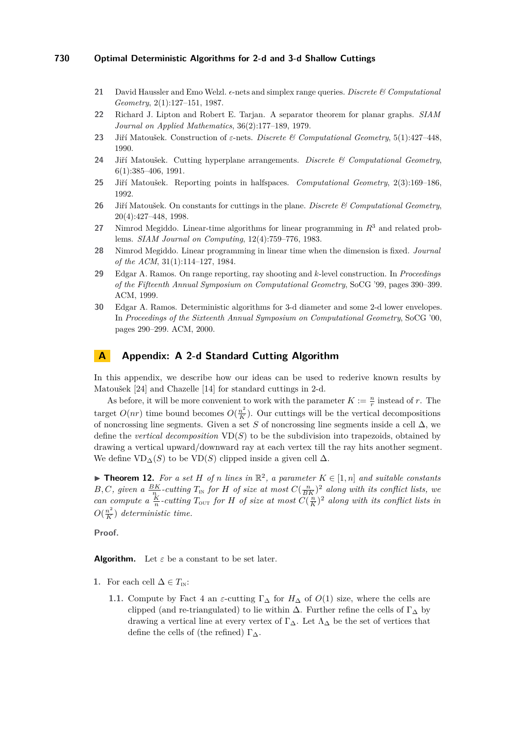21 David Haussler and Emo Welzl. ϵ-nets and simplex range queries. *Discrete & Computational Geometry*, 2(1):127–151, 1987.

22 Richard J. Lipton and Robert E. Tarjan. A separator theorem for planar graphs. *SIAM Journal on Applied Mathematics*, 36(2):177–189, 1979.

23 Jiří Matoušek. Construction of ε-nets. *Discrete & Computational Geometry*, 5(1):427–448, 1990.

24 Jiří Matoušek. Cutting hyperplane arrangements. *Discrete & Computational Geometry*, 6(1):385–406, 1991.

25 Jiří Matoušek. Reporting points in halfspaces. *Computational Geometry*, 2(3):169–186, 1992.

26 Jiří Matoušek. On constants for cuttings in the plane. *Discrete & Computational Geometry*, 20(4):427–448, 1998.

27 Nimrod Megiddo. Linear-time algorithms for linear programming in $R^3$ and related problems. *SIAM Journal on Computing*, 12(4):759–776, 1983.

28 Nimrod Megiddo. Linear programming in linear time when the dimension is fixed. *Journal of the ACM*, 31(1):114–127, 1984.

29 Edgar A. Ramos. On range reporting, ray shooting and $k$-level construction. In *Proceedings of the Fifteenth Annual Symposium on Computational Geometry*, SoCG '99, pages 390–399. ACM, 1999.

30 Edgar A. Ramos. Deterministic algorithms for 3-d diameter and some 2-d lower envelopes. In *Proceedings of the Sixteenth Annual Symposium on Computational Geometry*, SoCG '00, pages 290–299. ACM, 2000.

# A Appendix: A 2-d Standard Cutting Algorithm

In this appendix, we describe how our ideas can be used to rederive known results by Matoušek [24] and Chazelle [14] for standard cuttings in 2-d.

As before, it will be more convenient to work with the parameter $K := \frac{n}{r}$ instead of $r$. The target $O(nr)$ time bound becomes $O(\frac{n^2}{K})$. Our cuttings will be the vertical decompositions of noncrossing line segments. Given a set $S$ of noncrossing line segments inside a cell $\Delta$, we define the *vertical decomposition* $\mathrm{VD}(S)$ to be the subdivision into trapezoids, obtained by drawing a vertical upward/downward ray at each vertex till the ray hits another segment. We define $\mathrm{VD}_\Delta(S)$ to be $\mathrm{VD}(S)$ clipped inside a given cell $\Delta$.

▶ **Theorem 12.** *For a set $H$ of $n$ lines in $\mathbb{R}^2$, a parameter $K \in [1, n]$ and suitable constants $B, C$, given a $\frac{BK}{n}$-cutting $T_{\text{IN}}$ for $H$ of size at most $C(\frac{n}{BK})^2$ along with its conflict lists, we can compute a $\frac{K}{n}$-cutting $T_{\text{OUT}}$ for $H$ of size at most $C(\frac{n}{K})^2$ along with its conflict lists in $O(\frac{n^2}{K})$ deterministic time.*

**Proof.**

**Algorithm.** Let $\varepsilon$ be a constant to be set later.

1. For each cell $\Delta \in T_{\text{IN}}$:

   1.1. Compute by Fact 4 an $\varepsilon$-cutting $\Gamma_\Delta$ for $H_\Delta$ of $O(1)$ size, where the cells are clipped (and re-triangulated) to lie within $\Delta$. Further refine the cells of $\Gamma_\Delta$ by drawing a vertical line at every vertex of $\Gamma_\Delta$. Let $\Lambda_\Delta$ be the set of vertices that define the cells of (the refined) $\Gamma_\Delta$.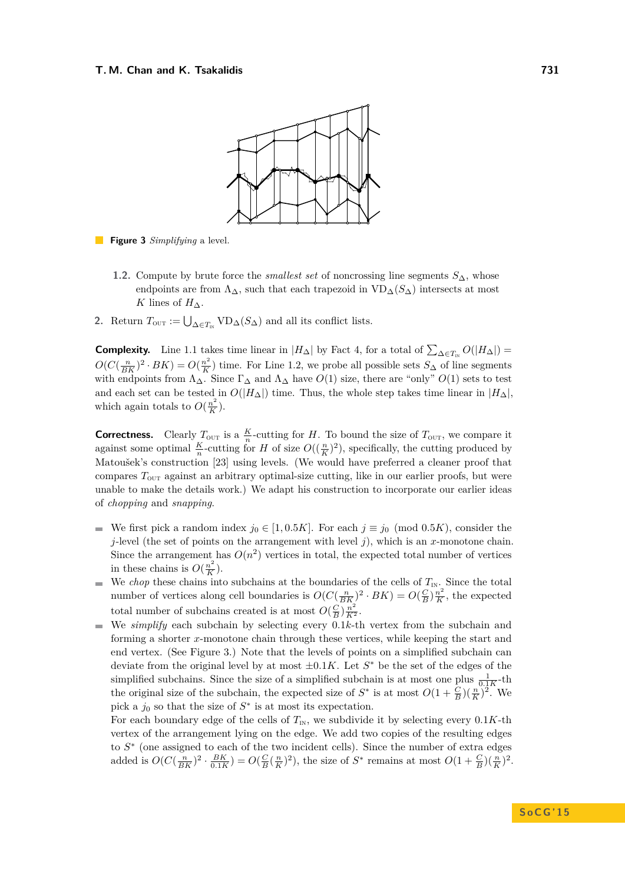**Figure 3** *Simplifying* a level.

**1.2.** Compute by brute force the *smallest set* of noncrossing line segments $S_\Delta$, whose endpoints are from $\Lambda_\Delta$, such that each trapezoid in $\mathrm{VD}_\Delta(S_\Delta)$ intersects at most $K$ lines of $H_\Delta$.

**2.** Return $T_{\text{OUT}} := \bigcup_{\Delta \in T_{\text{IN}}} \mathrm{VD}_\Delta(S_\Delta)$ and all its conflict lists.

**Complexity.** Line 1.1 takes time linear in $|H_\Delta|$ by Fact 4, for a total of $\sum_{\Delta \in T_{\text{IN}}} O(|H_\Delta|) = O(C(\frac{n}{BK})^2 \cdot BK) = O(\frac{n^2}{K})$ time. For Line 1.2, we probe all possible sets $S_\Delta$ of line segments with endpoints from $\Lambda_\Delta$. Since $\Gamma_\Delta$ and $\Lambda_\Delta$ have $O(1)$ size, there are "only" $O(1)$ sets to test and each set can be tested in $O(|H_\Delta|)$ time. Thus, the whole step takes time linear in $|H_\Delta|$, which again totals to $O(\frac{n^2}{K})$.

**Correctness.** Clearly $T_{\text{OUT}}$ is a $\frac{K}{n}$-cutting for $H$. To bound the size of $T_{\text{OUT}}$, we compare it against some optimal $\frac{K}{n}$-cutting for $H$ of size $O((\frac{n}{K})^2)$, specifically, the cutting produced by Matoušek's construction [23] using levels. (We would have preferred a cleaner proof that compares $T_{\text{OUT}}$ against an arbitrary optimal-size cutting, like in our earlier proofs, but were unable to make the details work.) We adapt his construction to incorporate our earlier ideas of *chopping* and *snapping*.

- We first pick a random index $j_0 \in [1, 0.5K]$. For each $j \equiv j_0 \pmod{0.5K}$, consider the $j$-level (the set of points on the arrangement with level $j$), which is an $x$-monotone chain. Since the arrangement has $O(n^2)$ vertices in total, the expected total number of vertices in these chains is $O(\frac{n^2}{K})$.
- We *chop* these chains into subchains at the boundaries of the cells of $T_{\text{IN}}$. Since the total number of vertices along cell boundaries is $O(C(\frac{n}{BK})^2 \cdot BK) = O(\frac{C}{B})\frac{n^2}{K}$, the expected total number of subchains created is at most $O(\frac{C}{B})\frac{n^2}{K^2}$.
- We *simplify* each subchain by selecting every $0.1k$-th vertex from the subchain and forming a shorter $x$-monotone chain through these vertices, while keeping the start and end vertex. (See Figure 3.) Note that the levels of points on a simplified subchain can deviate from the original level by at most $\pm 0.1K$. Let $S^*$ be the set of the edges of the simplified subchains. Since the size of a simplified subchain is at most one plus $\frac{1}{0.1K}$-th the original size of the subchain, the expected size of $S^*$ is at most $O(1 + \frac{C}{B})(\frac{n}{K})^2$. We pick a $j_0$ so that the size of $S^*$ is at most its expectation.

  For each boundary edge of the cells of $T_{\text{IN}}$, we subdivide it by selecting every $0.1K$-th vertex of the arrangement lying on the edge. We add two copies of the resulting edges to $S^*$ (one assigned to each of the two incident cells). Since the number of extra edges added is $O(C(\frac{n}{BK})^2 \cdot \frac{BK}{0.1K}) = O(\frac{C}{B}(\frac{n}{K})^2)$, the size of $S^*$ remains at most $O(1 + \frac{C}{B})(\frac{n}{K})^2$.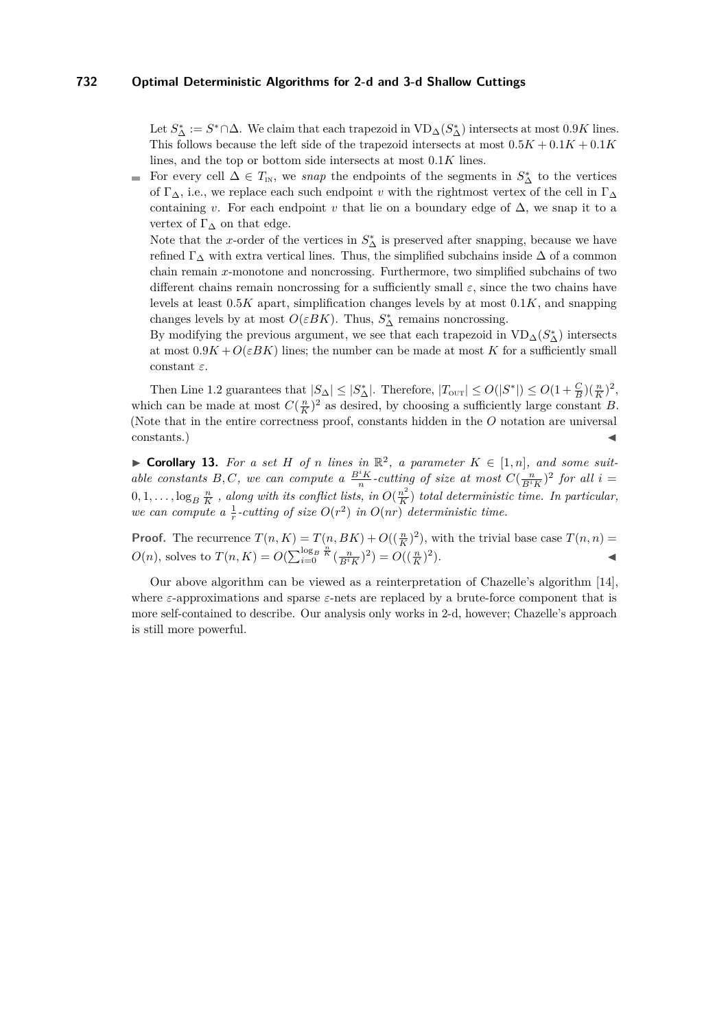Let $S^*_\Delta := S^* \cap \Delta$. We claim that each trapezoid in $\mathrm{VD}_\Delta(S^*_\Delta)$ intersects at most $0.9K$ lines. This follows because the left side of the trapezoid intersects at most $0.5K + 0.1K + 0.1K$ lines, and the top or bottom side intersects at most $0.1K$ lines.

- For every cell $\Delta \in T_{\text{IN}}$, we *snap* the endpoints of the segments in $S^*_\Delta$ to the vertices of $\Gamma_\Delta$, i.e., we replace each such endpoint $v$ with the rightmost vertex of the cell in $\Gamma_\Delta$ containing $v$. For each endpoint $v$ that lie on a boundary edge of $\Delta$, we snap it to a vertex of $\Gamma_\Delta$ on that edge.

  Note that the $x$-order of the vertices in $S^*_\Delta$ is preserved after snapping, because we have refined $\Gamma_\Delta$ with extra vertical lines. Thus, the simplified subchains inside $\Delta$ of a common chain remain $x$-monotone and noncrossing. Furthermore, two simplified subchains of two different chains remain noncrossing for a sufficiently small $\varepsilon$, since the two chains have levels at least $0.5K$ apart, simplification changes levels by at most $0.1K$, and snapping changes levels by at most $O(\varepsilon BK)$. Thus, $S^*_\Delta$ remains noncrossing.

  By modifying the previous argument, we see that each trapezoid in $\mathrm{VD}_\Delta(S^*_\Delta)$ intersects at most $0.9K + O(\varepsilon BK)$ lines; the number can be made at most $K$ for a sufficiently small constant $\varepsilon$.

Then Line 1.2 guarantees that $|S_\Delta| \le |S^*_\Delta|$. Therefore, $|T_{\text{OUT}}| \le O(|S^*|) \le O(1 + \frac{C}{B})(\frac{n}{K})^2$, which can be made at most $C(\frac{n}{K})^2$ as desired, by choosing a sufficiently large constant $B$. (Note that in the entire correctness proof, constants hidden in the $O$ notation are universal constants.) ◀

▶ **Corollary 13.** *For a set $H$ of $n$ lines in $\mathbb{R}^2$, a parameter $K \in [1, n]$, and some suitable constants $B, C$, we can compute a $\frac{B^i K}{n}$-cutting of size at most $C(\frac{n}{B^i K})^2$ for all $i = 0, 1, \ldots, \log_B \frac{n}{K}$ , along with its conflict lists, in $O(\frac{n^2}{K})$ total deterministic time. In particular, we can compute a $\frac{1}{r}$-cutting of size $O(r^2)$ in $O(nr)$ deterministic time.*

**Proof.** The recurrence $T(n, K) = T(n, BK) + O((\frac{n}{K})^2)$, with the trivial base case $T(n, n) = O(n)$, solves to $T(n, K) = O(\sum_{i=0}^{\log_B \frac{n}{K}} (\frac{n}{B^i K})^2) = O((\frac{n}{K})^2)$. ◀

Our above algorithm can be viewed as a reinterpretation of Chazelle's algorithm [14], where $\varepsilon$-approximations and sparse $\varepsilon$-nets are replaced by a brute-force component that is more self-contained to describe. Our analysis only works in 2-d, however; Chazelle's approach is still more powerful.